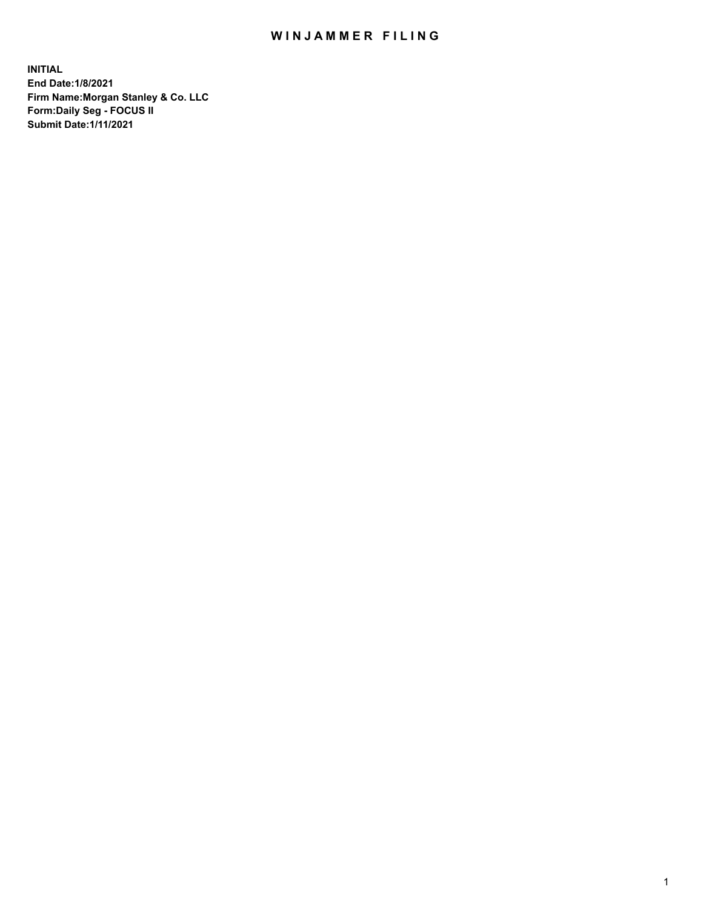# WINJAMMER FILING

**INITIAL**
**End Date:1/8/2021**
**Firm Name:Morgan Stanley & Co. LLC**
**Form:Daily Seg - FOCUS II**
**Submit Date:1/11/2021**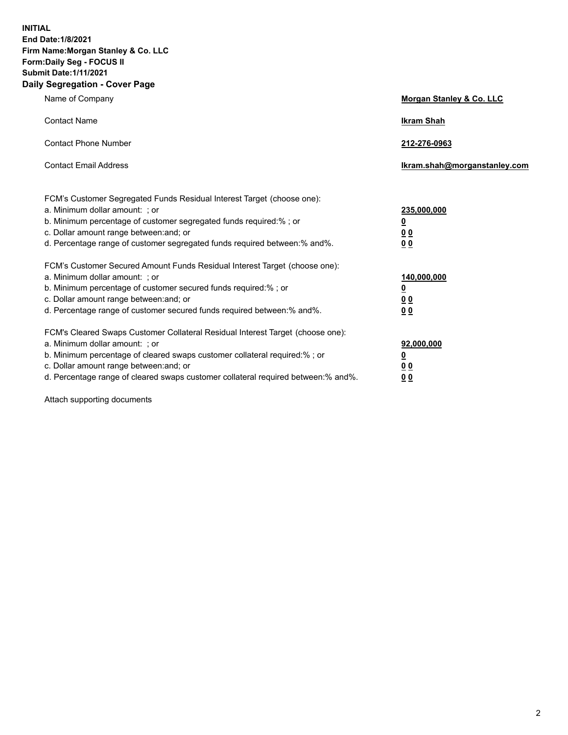**INITIAL**
**End Date:1/8/2021**
**Firm Name:Morgan Stanley & Co. LLC**
**Form:Daily Seg - FOCUS II**
**Submit Date:1/11/2021**

## Daily Segregation - Cover Page

| | |
|---|---|
| Name of Company | **Morgan Stanley & Co. LLC** |
| Contact Name | **Ikram Shah** |
| Contact Phone Number | **212-276-0963** |
| Contact Email Address | **Ikram.shah@morganstanley.com** |

| | |
|---|---|
| FCM's Customer Segregated Funds Residual Interest Target (choose one): | |
| a. Minimum dollar amount: ; or | **235,000,000** |
| b. Minimum percentage of customer segregated funds required:% ; or | **0** |
| c. Dollar amount range between:and; or | **0 0** |
| d. Percentage range of customer segregated funds required between:% and%. | **0 0** |
| FCM's Customer Secured Amount Funds Residual Interest Target (choose one): | |
| a. Minimum dollar amount: ; or | **140,000,000** |
| b. Minimum percentage of customer secured funds required:% ; or | **0** |
| c. Dollar amount range between:and; or | **0 0** |
| d. Percentage range of customer secured funds required between:% and%. | **0 0** |
| FCM's Cleared Swaps Customer Collateral Residual Interest Target (choose one): | |
| a. Minimum dollar amount: ; or | **92,000,000** |
| b. Minimum percentage of cleared swaps customer collateral required:% ; or | **0** |
| c. Dollar amount range between:and; or | **0 0** |
| d. Percentage range of cleared swaps customer collateral required between:% and%. | **0 0** |

Attach supporting documents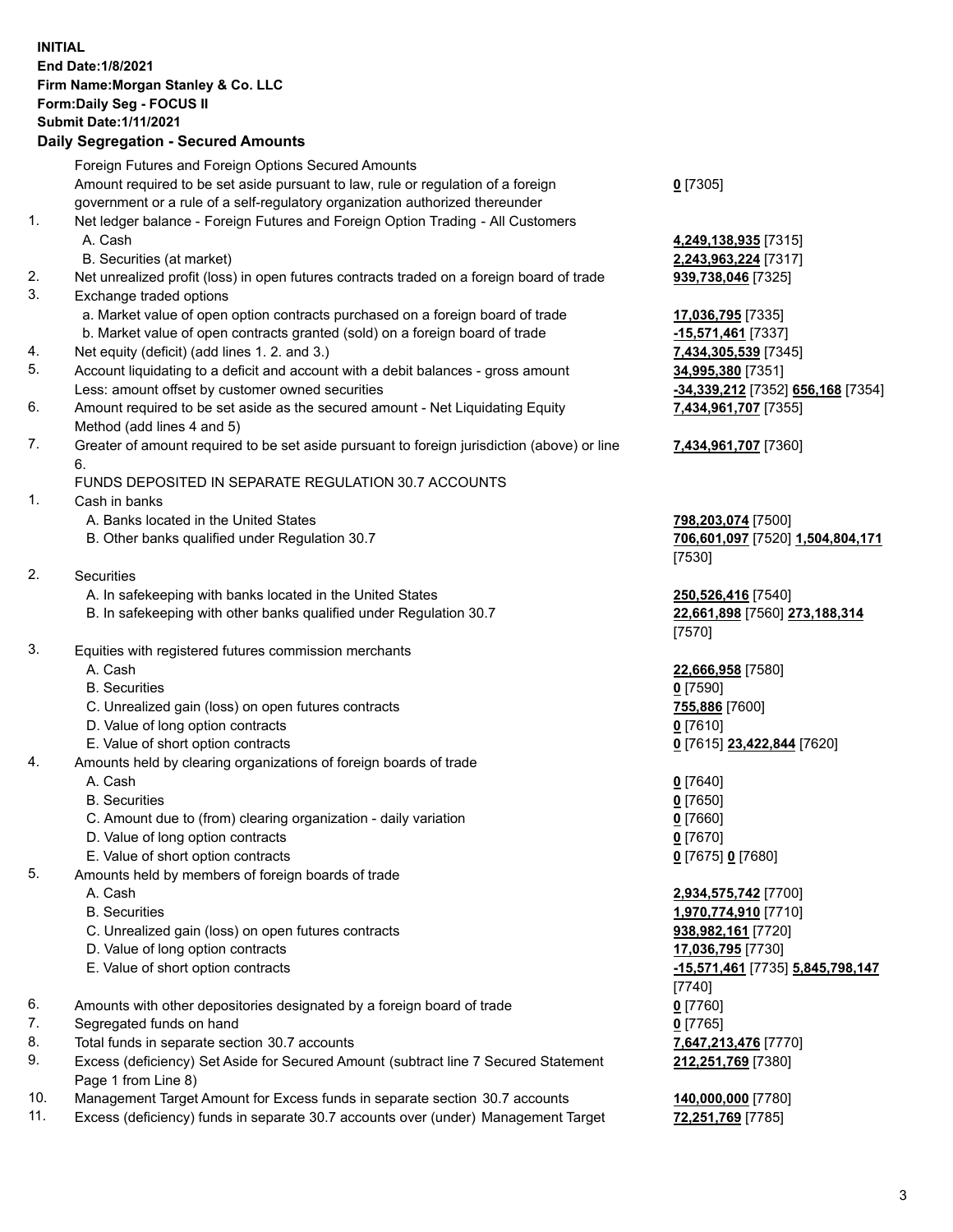**INITIAL**
**End Date:1/8/2021**
**Firm Name:Morgan Stanley & Co. LLC**
**Form:Daily Seg - FOCUS II**
**Submit Date:1/11/2021**

## Daily Segregation - Secured Amounts

| | | |
|---|---|---|
| | Foreign Futures and Foreign Options Secured Amounts | |
| | Amount required to be set aside pursuant to law, rule or regulation of a foreign government or a rule of a self-regulatory organization authorized thereunder | **0** [7305] |
| 1. | Net ledger balance - Foreign Futures and Foreign Option Trading - All Customers | |
| | A. Cash | **4,249,138,935** [7315] |
| | B. Securities (at market) | **2,243,963,224** [7317] |
| 2. | Net unrealized profit (loss) in open futures contracts traded on a foreign board of trade | **939,738,046** [7325] |
| 3. | Exchange traded options | |
| | a. Market value of open option contracts purchased on a foreign board of trade | **17,036,795** [7335] |
| | b. Market value of open contracts granted (sold) on a foreign board of trade | **-15,571,461** [7337] |
| 4. | Net equity (deficit) (add lines 1. 2. and 3.) | **7,434,305,539** [7345] |
| 5. | Account liquidating to a deficit and account with a debit balances - gross amount | **34,995,380** [7351] |
| | Less: amount offset by customer owned securities | **-34,339,212** [7352] **656,168** [7354] |
| 6. | Amount required to be set aside as the secured amount - Net Liquidating Equity Method (add lines 4 and 5) | **7,434,961,707** [7355] |
| 7. | Greater of amount required to be set aside pursuant to foreign jurisdiction (above) or line 6. | **7,434,961,707** [7360] |
| | FUNDS DEPOSITED IN SEPARATE REGULATION 30.7 ACCOUNTS | |
| 1. | Cash in banks | |
| | A. Banks located in the United States | **798,203,074** [7500] |
| | B. Other banks qualified under Regulation 30.7 | **706,601,097** [7520] **1,504,804,171** [7530] |
| 2. | Securities | |
| | A. In safekeeping with banks located in the United States | **250,526,416** [7540] |
| | B. In safekeeping with other banks qualified under Regulation 30.7 | **22,661,898** [7560] **273,188,314** [7570] |
| 3. | Equities with registered futures commission merchants | |
| | A. Cash | **22,666,958** [7580] |
| | B. Securities | **0** [7590] |
| | C. Unrealized gain (loss) on open futures contracts | **755,886** [7600] |
| | D. Value of long option contracts | **0** [7610] |
| | E. Value of short option contracts | **0** [7615] **23,422,844** [7620] |
| 4. | Amounts held by clearing organizations of foreign boards of trade | |
| | A. Cash | **0** [7640] |
| | B. Securities | **0** [7650] |
| | C. Amount due to (from) clearing organization - daily variation | **0** [7660] |
| | D. Value of long option contracts | **0** [7670] |
| | E. Value of short option contracts | **0** [7675] **0** [7680] |
| 5. | Amounts held by members of foreign boards of trade | |
| | A. Cash | **2,934,575,742** [7700] |
| | B. Securities | **1,970,774,910** [7710] |
| | C. Unrealized gain (loss) on open futures contracts | **938,982,161** [7720] |
| | D. Value of long option contracts | **17,036,795** [7730] |
| | E. Value of short option contracts | **-15,571,461** [7735] **5,845,798,147** [7740] |
| 6. | Amounts with other depositories designated by a foreign board of trade | **0** [7760] |
| 7. | Segregated funds on hand | **0** [7765] |
| 8. | Total funds in separate section 30.7 accounts | **7,647,213,476** [7770] |
| 9. | Excess (deficiency) Set Aside for Secured Amount (subtract line 7 Secured Statement Page 1 from Line 8) | **212,251,769** [7380] |
| 10. | Management Target Amount for Excess funds in separate section 30.7 accounts | **140,000,000** [7780] |
| 11. | Excess (deficiency) funds in separate 30.7 accounts over (under) Management Target | **72,251,769** [7785] |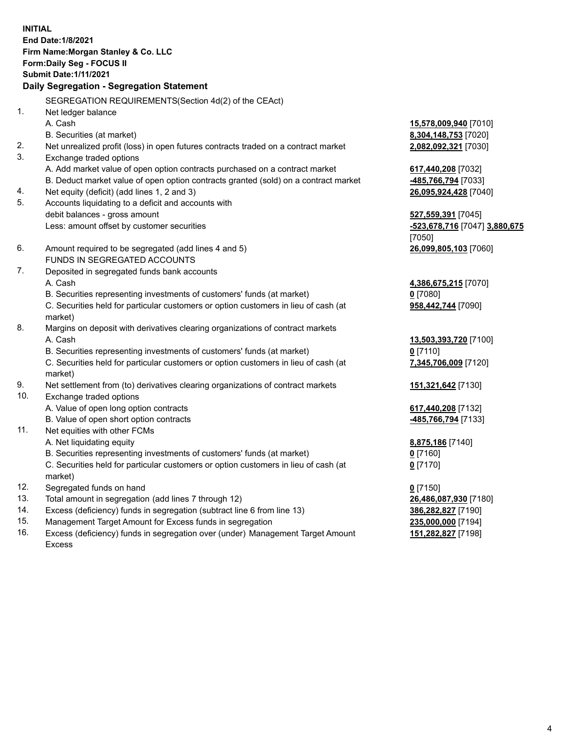**INITIAL**
**End Date:1/8/2021**
**Firm Name:Morgan Stanley & Co. LLC**
**Form:Daily Seg - FOCUS II**
**Submit Date:1/11/2021**

## Daily Segregation - Segregation Statement

SEGREGATION REQUIREMENTS(Section 4d(2) of the CEAct)

| | | |
|---|---|---|
| 1. | Net ledger balance | |
| | A. Cash | **15,578,009,940** [7010] |
| | B. Securities (at market) | **8,304,148,753** [7020] |
| 2. | Net unrealized profit (loss) in open futures contracts traded on a contract market | **2,082,092,321** [7030] |
| 3. | Exchange traded options | |
| | A. Add market value of open option contracts purchased on a contract market | **617,440,208** [7032] |
| | B. Deduct market value of open option contracts granted (sold) on a contract market | **-485,766,794** [7033] |
| 4. | Net equity (deficit) (add lines 1, 2 and 3) | **26,095,924,428** [7040] |
| 5. | Accounts liquidating to a deficit and accounts with debit balances - gross amount | **527,559,391** [7045] |
| | Less: amount offset by customer securities | **-523,678,716** [7047] **3,880,675** [7050] |
| 6. | Amount required to be segregated (add lines 4 and 5) | **26,099,805,103** [7060] |
| | FUNDS IN SEGREGATED ACCOUNTS | |
| 7. | Deposited in segregated funds bank accounts | |
| | A. Cash | **4,386,675,215** [7070] |
| | B. Securities representing investments of customers' funds (at market) | **0** [7080] |
| | C. Securities held for particular customers or option customers in lieu of cash (at market) | **958,442,744** [7090] |
| 8. | Margins on deposit with derivatives clearing organizations of contract markets | |
| | A. Cash | **13,503,393,720** [7100] |
| | B. Securities representing investments of customers' funds (at market) | **0** [7110] |
| | C. Securities held for particular customers or option customers in lieu of cash (at market) | **7,345,706,009** [7120] |
| 9. | Net settlement from (to) derivatives clearing organizations of contract markets | **151,321,642** [7130] |
| 10. | Exchange traded options | |
| | A. Value of open long option contracts | **617,440,208** [7132] |
| | B. Value of open short option contracts | **-485,766,794** [7133] |
| 11. | Net equities with other FCMs | |
| | A. Net liquidating equity | **8,875,186** [7140] |
| | B. Securities representing investments of customers' funds (at market) | **0** [7160] |
| | C. Securities held for particular customers or option customers in lieu of cash (at market) | **0** [7170] |
| 12. | Segregated funds on hand | **0** [7150] |
| 13. | Total amount in segregation (add lines 7 through 12) | **26,486,087,930** [7180] |
| 14. | Excess (deficiency) funds in segregation (subtract line 6 from line 13) | **386,282,827** [7190] |
| 15. | Management Target Amount for Excess funds in segregation | **235,000,000** [7194] |
| 16. | Excess (deficiency) funds in segregation over (under) Management Target Amount Excess | **151,282,827** [7198] |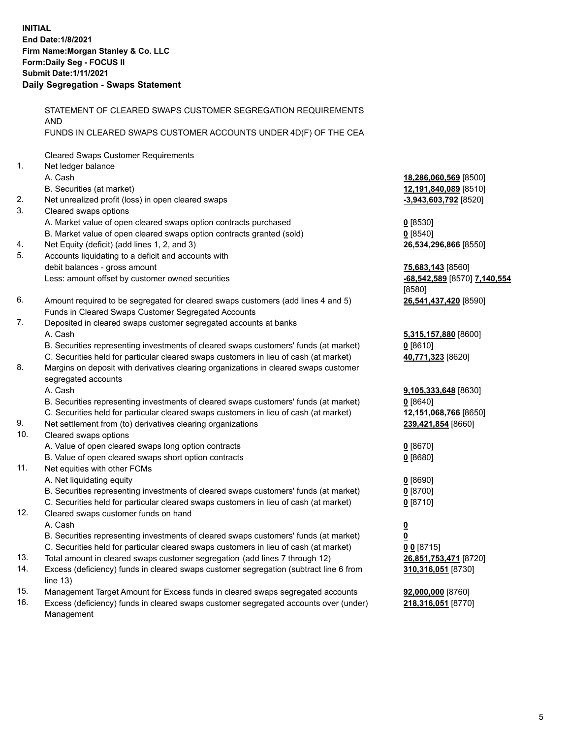**INITIAL**
**End Date:1/8/2021**
**Firm Name:Morgan Stanley & Co. LLC**
**Form:Daily Seg - FOCUS II**
**Submit Date:1/11/2021**
**Daily Segregation - Swaps Statement**

STATEMENT OF CLEARED SWAPS CUSTOMER SEGREGATION REQUIREMENTS AND FUNDS IN CLEARED SWAPS CUSTOMER ACCOUNTS UNDER 4D(F) OF THE CEA

| | | |
|---|---|---|
| | Cleared Swaps Customer Requirements | |
| 1. | Net ledger balance | |
| | A. Cash | **18,286,060,569** [8500] |
| | B. Securities (at market) | **12,191,840,089** [8510] |
| 2. | Net unrealized profit (loss) in open cleared swaps | **-3,943,603,792** [8520] |
| 3. | Cleared swaps options | |
| | A. Market value of open cleared swaps option contracts purchased | **0** [8530] |
| | B. Market value of open cleared swaps option contracts granted (sold) | **0** [8540] |
| 4. | Net Equity (deficit) (add lines 1, 2, and 3) | **26,534,296,866** [8550] |
| 5. | Accounts liquidating to a deficit and accounts with debit balances - gross amount | **75,683,143** [8560] |
| | Less: amount offset by customer owned securities | **-68,542,589** [8570] **7,140,554** [8580] |
| 6. | Amount required to be segregated for cleared swaps customers (add lines 4 and 5) | **26,541,437,420** [8590] |
| | Funds in Cleared Swaps Customer Segregated Accounts | |
| 7. | Deposited in cleared swaps customer segregated accounts at banks | |
| | A. Cash | **5,315,157,880** [8600] |
| | B. Securities representing investments of cleared swaps customers' funds (at market) | **0** [8610] |
| | C. Securities held for particular cleared swaps customers in lieu of cash (at market) | **40,771,323** [8620] |
| 8. | Margins on deposit with derivatives clearing organizations in cleared swaps customer segregated accounts | |
| | A. Cash | **9,105,333,648** [8630] |
| | B. Securities representing investments of cleared swaps customers' funds (at market) | **0** [8640] |
| | C. Securities held for particular cleared swaps customers in lieu of cash (at market) | **12,151,068,766** [8650] |
| 9. | Net settlement from (to) derivatives clearing organizations | **239,421,854** [8660] |
| 10. | Cleared swaps options | |
| | A. Value of open cleared swaps long option contracts | **0** [8670] |
| | B. Value of open cleared swaps short option contracts | **0** [8680] |
| 11. | Net equities with other FCMs | |
| | A. Net liquidating equity | **0** [8690] |
| | B. Securities representing investments of cleared swaps customers' funds (at market) | **0** [8700] |
| | C. Securities held for particular cleared swaps customers in lieu of cash (at market) | **0** [8710] |
| 12. | Cleared swaps customer funds on hand | |
| | A. Cash | **0** |
| | B. Securities representing investments of cleared swaps customers' funds (at market) | **0** |
| | C. Securities held for particular cleared swaps customers in lieu of cash (at market) | **0** **0** [8715] |
| 13. | Total amount in cleared swaps customer segregation (add lines 7 through 12) | **26,851,753,471** [8720] |
| 14. | Excess (deficiency) funds in cleared swaps customer segregation (subtract line 6 from line 13) | **310,316,051** [8730] |
| 15. | Management Target Amount for Excess funds in cleared swaps segregated accounts | **92,000,000** [8760] |
| 16. | Excess (deficiency) funds in cleared swaps customer segregated accounts over (under) Management | **218,316,051** [8770] |